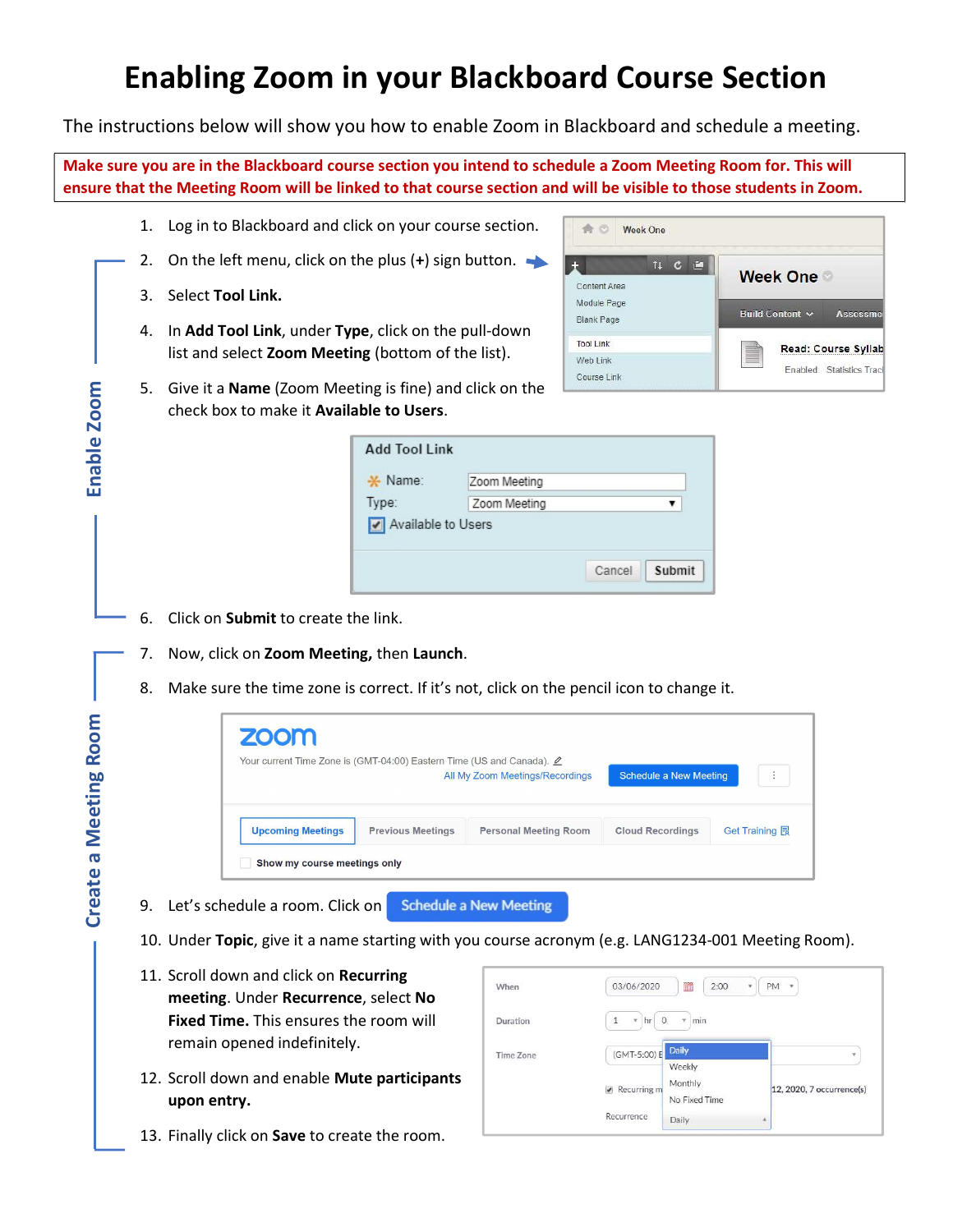# Enabling Zoom in your Blackboard Course Section

The instructions below will show you how to enable Zoom in Blackboard and schedule a meeting.

**Make sure you are in the Blackboard course section you intend to schedule a Zoom Meeting Room for. This will ensure that the Meeting Room will be linked to that course section and will be visible to students in Zoom.**

## Enable Zoom

1. Log in to Blackboard and click on your course section.
2. On the left menu, click on the plus (**+**) sign button.
3. Select **Tool Link.**
4. In **Add Tool Link**, under **Type**, click on the pull-down list and select **Zoom Meeting** (bottom of the list).
5. Give it a **Name** (Zoom Meeting is fine) and click on the check box to make it **Available to Users**.
6. Click on **Submit** to create the link.

## Create a Meeting Room

7. Now, click on **Zoom Meeting,** then **Launch**.
8. Make sure the time zone is correct. If it's not, click on the pencil icon to change it.
9. Let's schedule a room. Click on **Schedule a New Meeting**
10. Under **Topic**, give it a name starting with you course acronym (e.g. LANG1234-001 Meeting Room).
11. Scroll down and click on **Recurring meeting**. Under **Recurrence**, select **No Fixed Time.** This ensures the room will remain opened indefinitely.
12. Scroll down and enable **Mute participants upon entry.**
13. Finally click on **Save** to create the room.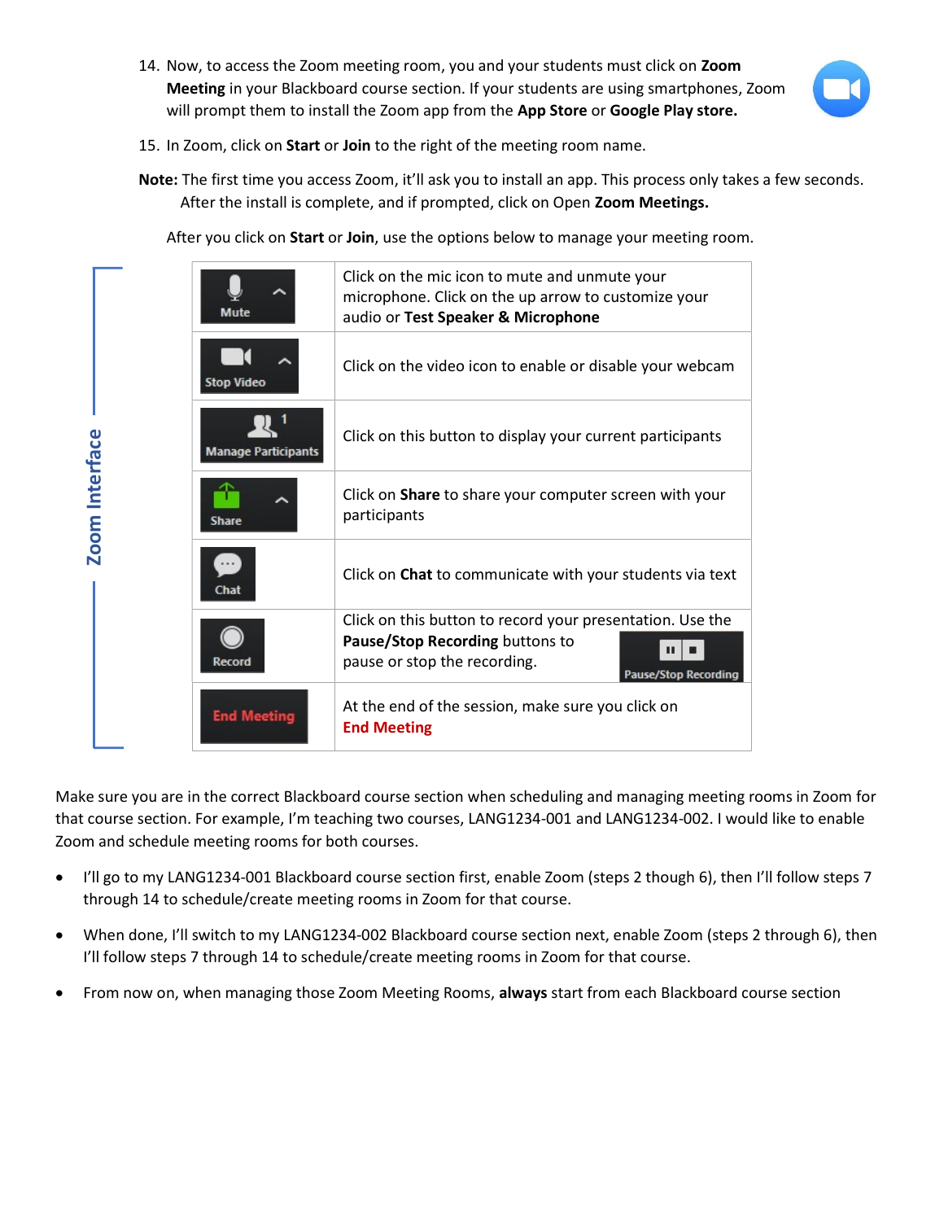14. Now, to access the Zoom meeting room, you and your students must click on **Zoom Meeting** in your Blackboard course section. If your students are using smartphones, Zoom will prompt them to install the Zoom app from the **App Store** or **Google Play store.**
15. In Zoom, click on **Start** or **Join** to the right of the meeting room name.

**Note:** The first time you access Zoom, it'll ask you to install an app. This process only takes a few seconds. After the install is complete, and if prompted, click on Open **Zoom Meetings.**

After you click on **Start** or **Join**, use the options below to manage your meeting room.

**Zoom Interface**

| | |
|---|---|
| Mute | Click on the mic icon to mute and unmute your microphone. Click on the up arrow to customize your audio or **Test Speaker & Microphone** |
| Stop Video | Click on the video icon to enable or disable your webcam |
| Manage Participants | Click on this button to display your current participants |
| Share | Click on **Share** to share your computer screen with your participants |
| Chat | Click on **Chat** to communicate with your students via text |
| Record | Click on this button to record your presentation. Use the **Pause/Stop Recording** buttons to pause or stop the recording. Pause/Stop Recording |
| End Meeting | At the end of the session, make sure you click on **End Meeting** |

Make sure you are in the correct Blackboard course section when scheduling and managing meeting rooms in Zoom for that course section. For example, I'm teaching two courses, LANG1234-001 and LANG1234-002. I would like to enable Zoom and schedule meeting rooms for both courses.

- I'll go to my LANG1234-001 Blackboard course section first, enable Zoom (steps 2 though 6), then I'll follow steps 7 through 14 to schedule/create meeting rooms in Zoom for that course.
- When done, I'll switch to my LANG1234-002 Blackboard course section next, enable Zoom (steps 2 through 6), then I'll follow steps 7 through 14 to schedule/create meeting rooms in Zoom for that course.
- From now on, when managing those Zoom Meeting Rooms, **always** start from each Blackboard course section